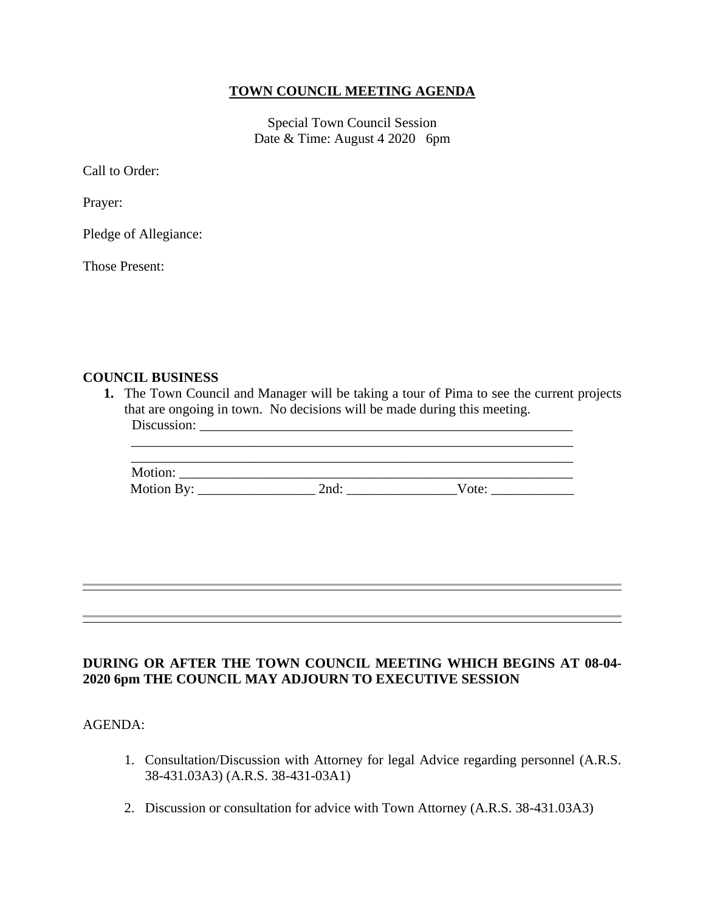# TOWN COUNCIL MEETING AGENDA

Special Town Council Session
Date & Time: August 4 2020 6pm

Call to Order:

Prayer:

Pledge of Allegiance:

Those Present:

**COUNCIL BUSINESS**

1. The Town Council and Manager will be taking a tour of Pima to see the current projects that are ongoing in town. No decisions will be made during this meeting.
   Discussion: ___________________________________________________________
   ______________________________________________________________________
   ______________________________________________________________________
   Motion: _______________________________________________________________
   Motion By: _________________ 2nd: ________________Vote: ____________

---

---

**DURING OR AFTER THE TOWN COUNCIL MEETING WHICH BEGINS AT 08-04-2020 6pm THE COUNCIL MAY ADJOURN TO EXECUTIVE SESSION**

AGENDA:

1. Consultation/Discussion with Attorney for legal Advice regarding personnel (A.R.S. 38-431.03A3) (A.R.S. 38-431-03A1)

2. Discussion or consultation for advice with Town Attorney (A.R.S. 38-431.03A3)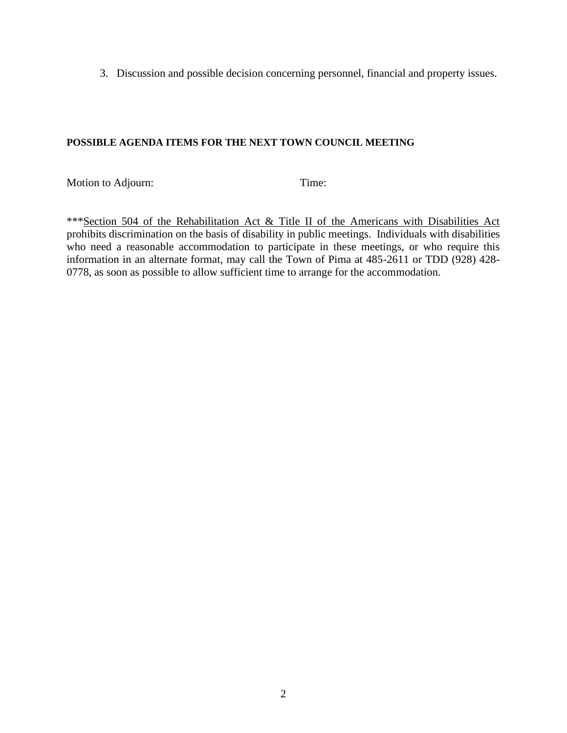3. Discussion and possible decision concerning personnel, financial and property issues.

**POSSIBLE AGENDA ITEMS FOR THE NEXT TOWN COUNCIL MEETING**

Motion to Adjourn: Time:

***Section 504 of the Rehabilitation Act & Title II of the Americans with Disabilities Act prohibits discrimination on the basis of disability in public meetings. Individuals with disabilities who need a reasonable accommodation to participate in these meetings, or who require this information in an alternate format, may call the Town of Pima at 485-2611 or TDD (928) 428-0778, as soon as possible to allow sufficient time to arrange for the accommodation.